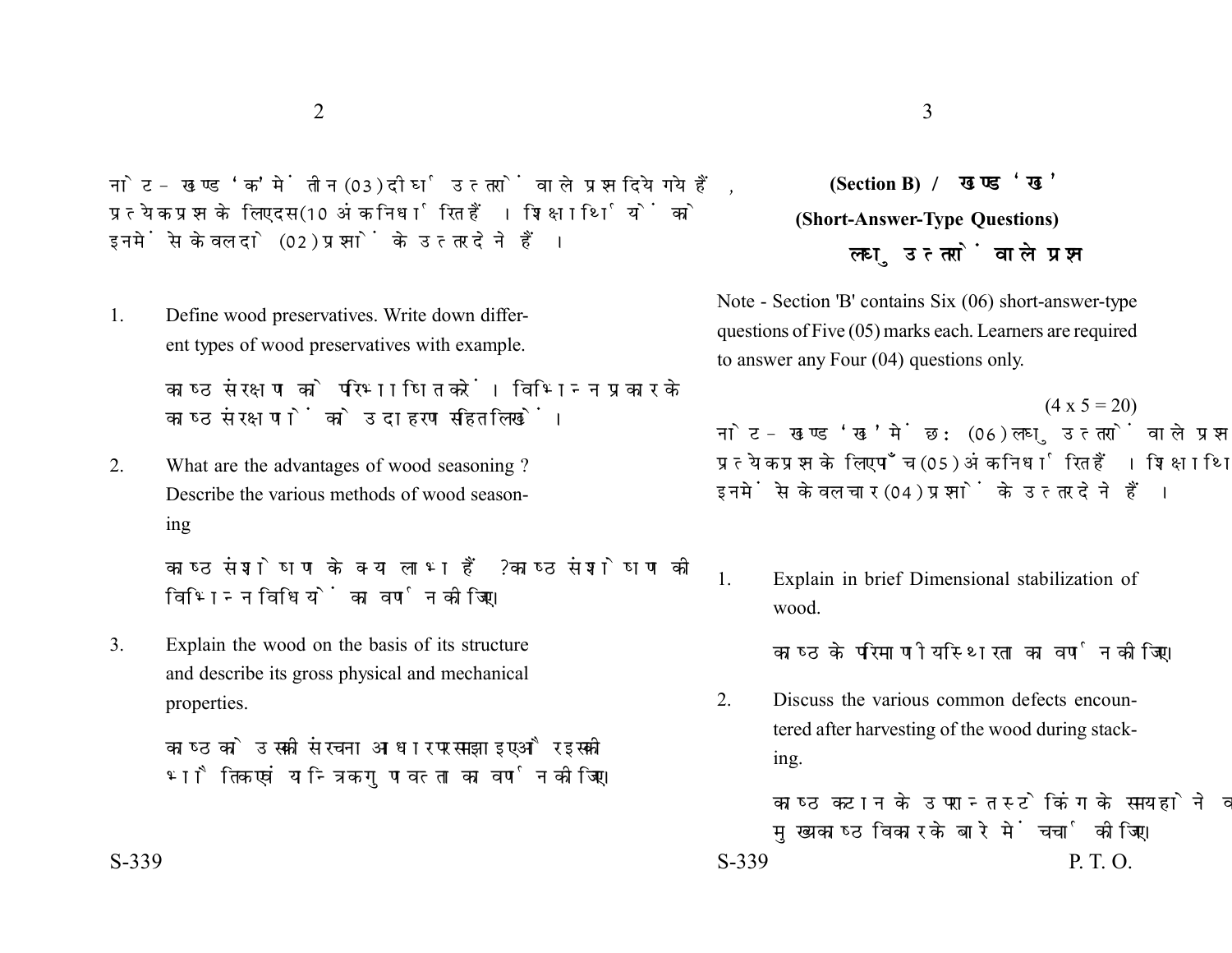नोट - खण्ड 'क' में तीन (03) दीर्घ उत्तरों वाले प्रश्न दिये गये हैं, प्रत्येक प्रश्न के लिए दस (10 अंक निर्धारित हैं। शिक्षार्थियों को इनमें से केवल दो (02) प्रश्नों के उत्तर देने हैं।

1. Define wood preservatives. Write down different types of wood preservatives with example.

   काष्ठ संरक्षण को परिभाषित करें। विभिन्न प्रकार के काष्ठ संरक्षणों को उदाहरण सहित लिखें।

2. What are the advantages of wood seasoning ? Describe the various methods of wood seasoning

   काष्ठ संशोषण के क्या लाभ हैं ? काष्ठ संशोषण की विभिन्न विधियों का वर्णन कीजिए।

3. Explain the wood on the basis of its structure and describe its gross physical and mechanical properties.

   काष्ठ को उसकी संरचना आधार पर समझाइए और इसकी भौतिक एवं यन्त्रिक गुणवत्ता का वर्णन कीजिए।

## (Section B) / खण्ड 'ख'

### (Short-Answer-Type Questions)

### लघु उत्तरों वाले प्रश्न

Note - Section 'B' contains Six (06) short-answer-type questions of Five (05) marks each. Learners are required to answer any Four (04) questions only.

(4 x 5 = 20)

नोट - खण्ड 'ख' में छः (06) लघु उत्तरों वाले प्रश्न प्रत्येक प्रश्न के लिए पाँच (05) अंक निर्धारित हैं। शिक्षार्थि इनमें से केवल चार (04) प्रश्नों के उत्तर देने हैं।

1. Explain in brief Dimensional stabilization of wood.

   काष्ठ के परिमाणीय स्थिरता का वर्णन कीजिए।

2. Discuss the various common defects encountered after harvesting of the wood during stacking.

   काष्ठ कटान के उपरान्त स्टोकिंग के समय होने व मुख्य काष्ठ विकार के बारे में चर्चा कीजिए।

P. T. O.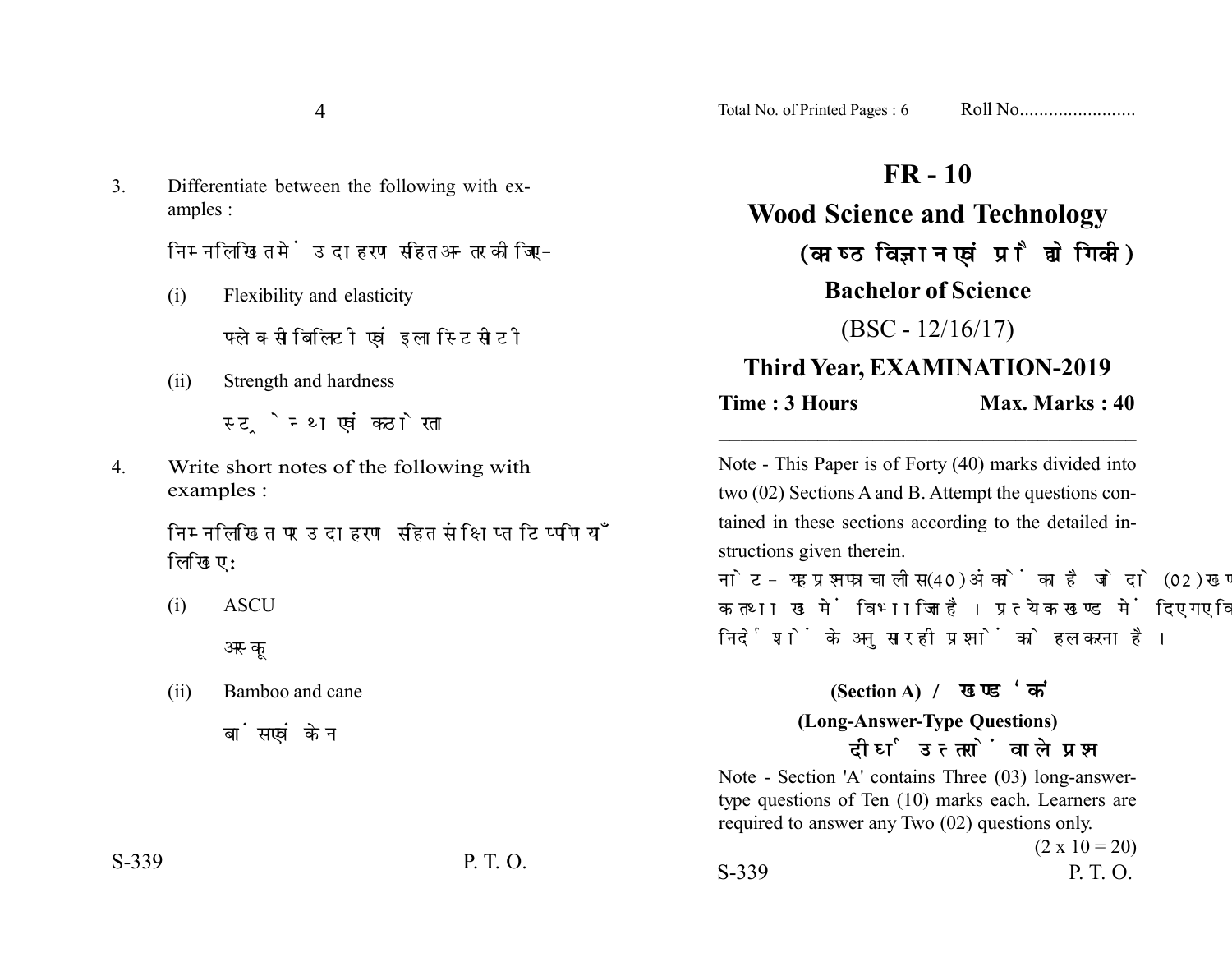3. Differentiate between the following with examples :

निम्नलिखित में उदाहरण सहित अन्तर कीजिए-

(i) Flexibility and elasticity

फ्लेकसीबिलिटी एवं इलास्टिसीटी

(ii) Strength and hardness

स्ट्रेन्थ एवं कठोरता

4. Write short notes of the following with examples :

निम्नलिखित पर उदाहरण सहित संक्षिप्त टिप्पणियाँ लिखिए:

(i) ASCU

अस्कू

(ii) Bamboo and cane

बांस एवं केन

P. T. O.

Total No. of Printed Pages : 6 Roll No........................

# FR - 10

# Wood Science and Technology

## (काष्ठ विज्ञान एवं प्रौद्योगिकी)

## Bachelor of Science

(BSC - 12/16/17)

## Third Year, EXAMINATION-2019

**Time : 3 Hours** **Max. Marks : 40**

---

Note - This Paper is of Forty (40) marks divided into two (02) Sections A and B. Attempt the questions contained in these sections according to the detailed instructions given therein.

नोट - यह प्रश्नपत्र चालीस (40) अंकों का है जो दो (02) खण्डों क तथा ख में विभाजित है। प्रत्येक खण्ड में दिए गए विस्तृत निर्देशों के अनुसार ही प्रश्नों को हल करना है।

### (Section A) / खण्ड 'क'

### (Long-Answer-Type Questions)

### दीर्घ उत्तरों वाले प्रश्न

Note - Section 'A' contains Three (03) long-answer-type questions of Ten (10) marks each. Learners are required to answer any Two (02) questions only.

$(2 \times 10 = 20)$

P. T. O.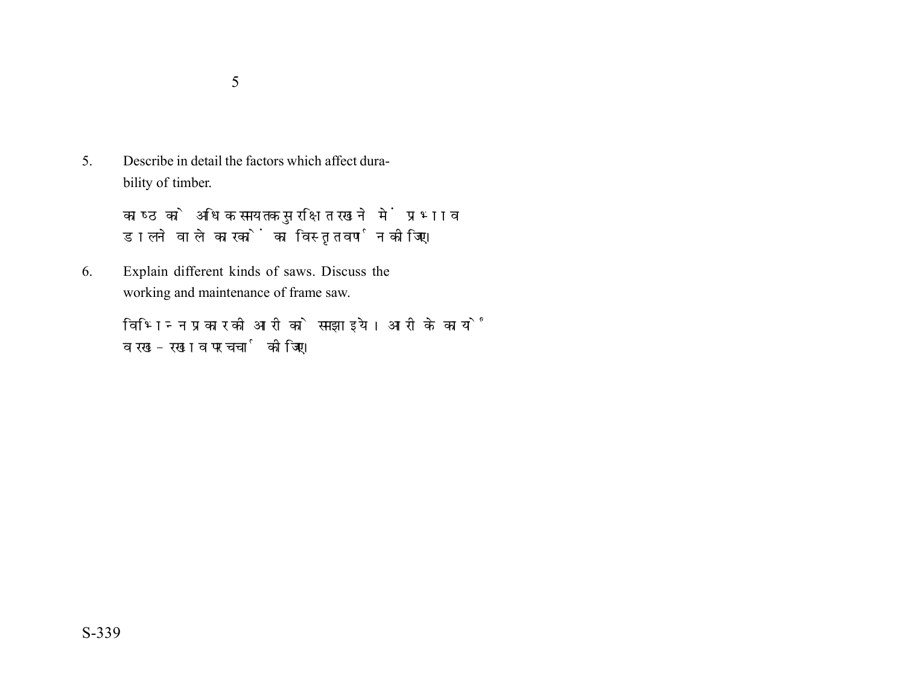5. Describe in detail the factors which affect durability of timber.

काष्ठ को अधिक समय तक सुरक्षित रखने में प्रभाव डालने वाले कारकों का विस्तृत वर्णन कीजिए।

6. Explain different kinds of saws. Discuss the working and maintenance of frame saw.

विभिन्न प्रकार की आरी को समझाइये। आरी के कार्य व रख-रखाव पर चर्चा कीजिए।

S-339